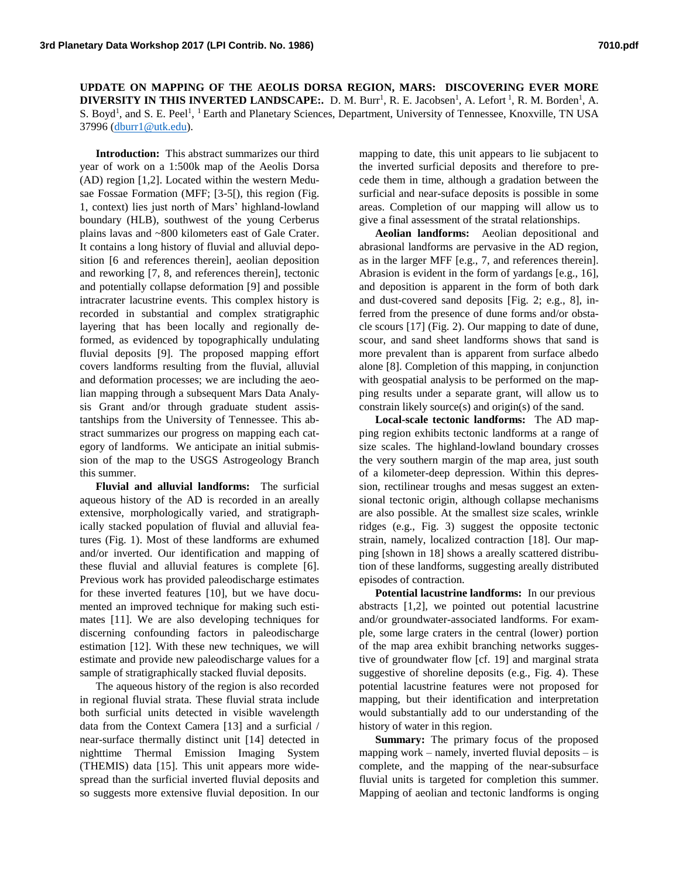**UPDATE ON MAPPING OF THE AEOLIS DORSA REGION, MARS: DISCOVERING EVER MORE DIVERSITY IN THIS INVERTED LANDSCAPE:.** D. M. Burr[1], R. E. Jacobsen[1], A. Lefort [1], R. M. Borden[1], A. S. Boyd[1], and S. E. Peel[1], [1] Earth and Planetary Sciences, Department, University of Tennessee, Knoxville, TN USA 37996 (dburr1@utk.edu).

**Introduction:** This abstract summarizes our third year of work on a 1:500k map of the Aeolis Dorsa (AD) region [1,2]. Located within the western Medusae Fossae Formation (MFF; [3-5[), this region (Fig. 1, context) lies just north of Mars' highland-lowland boundary (HLB), southwest of the young Cerberus plains lavas and ~800 kilometers east of Gale Crater. It contains a long history of fluvial and alluvial deposition [6 and references therein], aeolian deposition and reworking [7, 8, and references therein], tectonic and potentially collapse deformation [9] and possible intracrater lacustrine events. This complex history is recorded in substantial and complex stratigraphic layering that has been locally and regionally deformed, as evidenced by topographically undulating fluvial deposits [9]. The proposed mapping effort covers landforms resulting from the fluvial, alluvial and deformation processes; we are including the aeolian mapping through a subsequent Mars Data Analysis Grant and/or through graduate student assistantships from the University of Tennessee. This abstract summarizes our progress on mapping each category of landforms. We anticipate an initial submission of the map to the USGS Astrogeology Branch this summer.

**Fluvial and alluvial landforms:** The surficial aqueous history of the AD is recorded in an areally extensive, morphologically varied, and stratigraphically stacked population of fluvial and alluvial features (Fig. 1). Most of these landforms are exhumed and/or inverted. Our identification and mapping of these fluvial and alluvial features is complete [6]. Previous work has provided paleodischarge estimates for these inverted features [10], but we have documented an improved technique for making such estimates [11]. We are also developing techniques for discerning confounding factors in paleodischarge estimation [12]. With these new techniques, we will estimate and provide new paleodischarge values for a sample of stratigraphically stacked fluvial deposits.

The aqueous history of the region is also recorded in regional fluvial strata. These fluvial strata include both surficial units detected in visible wavelength data from the Context Camera [13] and a surficial / near-surface thermally distinct unit [14] detected in nighttime Thermal Emission Imaging System (THEMIS) data [15]. This unit appears more widespread than the surficial inverted fluvial deposits and so suggests more extensive fluvial deposition. In our mapping to date, this unit appears to lie subjacent to the inverted surficial deposits and therefore to precede them in time, although a gradation between the surficial and near-suface deposits is possible in some areas. Completion of our mapping will allow us to give a final assessment of the stratal relationships.

**Aeolian landforms:** Aeolian depositional and abrasional landforms are pervasive in the AD region, as in the larger MFF [e.g., 7, and references therein]. Abrasion is evident in the form of yardangs [e.g., 16], and deposition is apparent in the form of both dark and dust-covered sand deposits [Fig. 2; e.g., 8], inferred from the presence of dune forms and/or obstacle scours [17] (Fig. 2). Our mapping to date of dune, scour, and sand sheet landforms shows that sand is more prevalent than is apparent from surface albedo alone [8]. Completion of this mapping, in conjunction with geospatial analysis to be performed on the mapping results under a separate grant, will allow us to constrain likely source(s) and origin(s) of the sand.

**Local-scale tectonic landforms:** The AD mapping region exhibits tectonic landforms at a range of size scales. The highland-lowland boundary crosses the very southern margin of the map area, just south of a kilometer-deep depression. Within this depression, rectilinear troughs and mesas suggest an extensional tectonic origin, although collapse mechanisms are also possible. At the smallest size scales, wrinkle ridges (e.g., Fig. 3) suggest the opposite tectonic strain, namely, localized contraction [18]. Our mapping [shown in 18] shows a areally scattered distribution of these landforms, suggesting areally distributed episodes of contraction.

**Potential lacustrine landforms:** In our previous abstracts [1,2], we pointed out potential lacustrine and/or groundwater-associated landforms. For example, some large craters in the central (lower) portion of the map area exhibit branching networks suggestive of groundwater flow [cf. 19] and marginal strata suggestive of shoreline deposits (e.g., Fig. 4). These potential lacustrine features were not proposed for mapping, but their identification and interpretation would substantially add to our understanding of the history of water in this region.

**Summary:** The primary focus of the proposed mapping work – namely, inverted fluvial deposits – is complete, and the mapping of the near-subsurface fluvial units is targeted for completion this summer. Mapping of aeolian and tectonic landforms is onging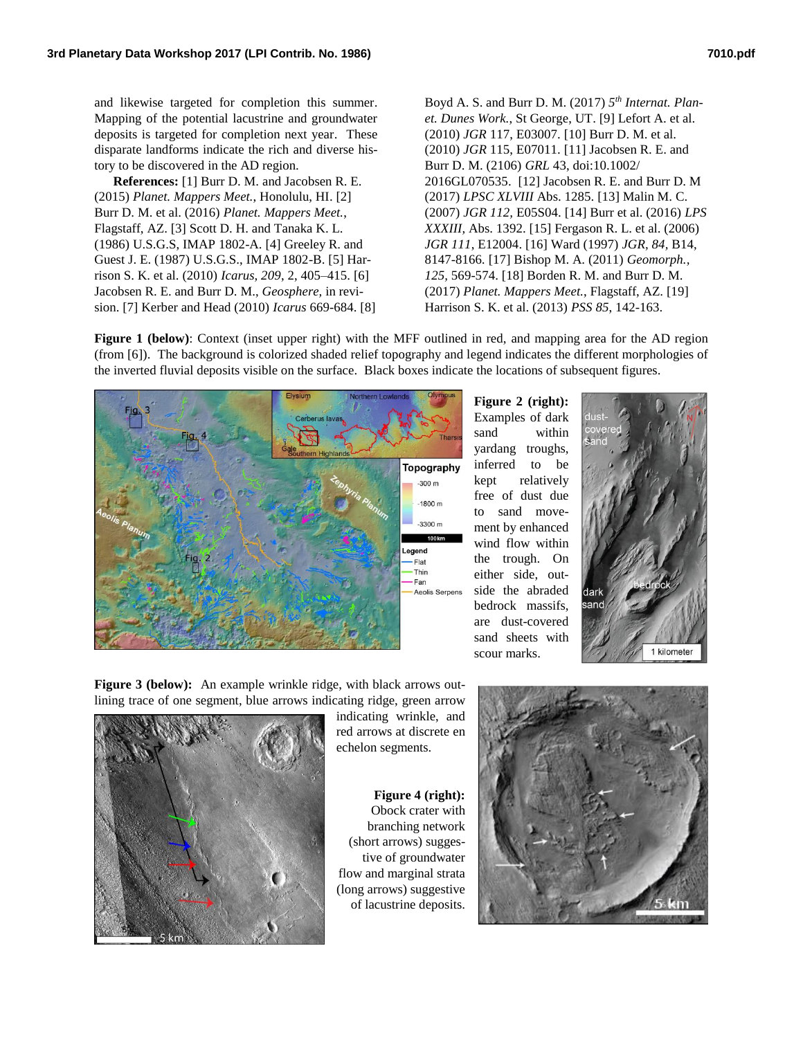and likewise targeted for completion this summer. Mapping of the potential lacustrine and groundwater deposits is targeted for completion next year. These disparate landforms indicate the rich and diverse history to be discovered in the AD region.

**References:** [1] Burr D. M. and Jacobsen R. E. (2015) *Planet. Mappers Meet.*, Honolulu, HI. [2] Burr D. M. et al. (2016) *Planet. Mappers Meet.*, Flagstaff, AZ. [3] Scott D. H. and Tanaka K. L. (1986) U.S.G.S, IMAP 1802-A. [4] Greeley R. and Guest J. E. (1987) U.S.G.S., IMAP 1802-B. [5] Harrison S. K. et al. (2010) *Icarus, 209*, 2, 405–415. [6] Jacobsen R. E. and Burr D. M., *Geosphere*, in revision. [7] Kerber and Head (2010) *Icarus* 669-684. [8] Boyd A. S. and Burr D. M. (2017) *5th Internat. Planet. Dunes Work.*, St George, UT. [9] Lefort A. et al. (2010) *JGR* 117, E03007. [10] Burr D. M. et al. (2010) *JGR* 115, E07011. [11] Jacobsen R. E. and Burr D. M. (2106) *GRL* 43, doi:10.1002/ 2016GL070535. [12] Jacobsen R. E. and Burr D. M (2017) *LPSC XLVIII* Abs. 1285. [13] Malin M. C. (2007) *JGR 112*, E05S04. [14] Burr et al. (2016) *LPS XXXIII*, Abs. 1392. [15] Fergason R. L. et al. (2006) *JGR 111*, E12004. [16] Ward (1997) *JGR, 84*, B14, 8147-8166. [17] Bishop M. A. (2011) *Geomorph., 125*, 569-574. [18] Borden R. M. and Burr D. M. (2017) *Planet. Mappers Meet.*, Flagstaff, AZ. [19] Harrison S. K. et al. (2013) *PSS 85*, 142-163.

**Figure 1 (below)**: Context (inset upper right) with the MFF outlined in red, and mapping area for the AD region (from [6]). The background is colorized shaded relief topography and legend indicates the different morphologies of the inverted fluvial deposits visible on the surface. Black boxes indicate the locations of subsequent figures.

**Figure 2 (right):** Examples of dark sand within yardang troughs, inferred to be kept relatively free of dust due to sand movement by enhanced wind flow within the trough. On either side, outside the abraded bedrock massifs, are dust-covered sand sheets with scour marks.

**Figure 3 (below):** An example wrinkle ridge, with black arrows outlining trace of one segment, blue arrows indicating ridge, green arrow indicating wrinkle, and red arrows at discrete en echelon segments.

**Figure 4 (right):** Obock crater with branching network (short arrows) suggestive of groundwater flow and marginal strata (long arrows) suggestive of lacustrine deposits.